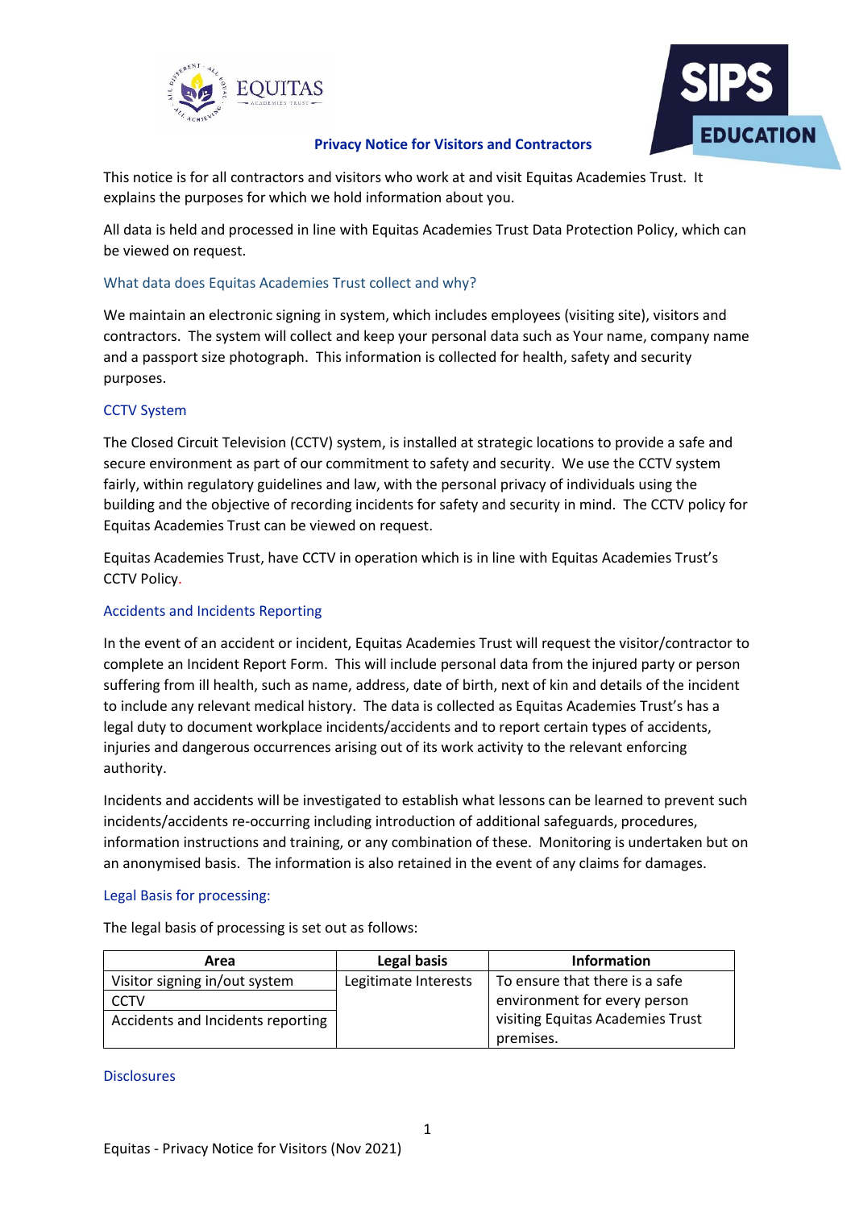# Privacy Notice for Visitors and Contractors

This notice is for all contractors and visitors who work at and visit Equitas Academies Trust. It explains the purposes for which we hold information about you.

All data is held and processed in line with Equitas Academies Trust Data Protection Policy, which can be viewed on request.

## What data does Equitas Academies Trust collect and why?

We maintain an electronic signing in system, which includes employees (visiting site), visitors and contractors. The system will collect and keep your personal data such as Your name, company name and a passport size photograph. This information is collected for health, safety and security purposes.

## CCTV System

The Closed Circuit Television (CCTV) system, is installed at strategic locations to provide a safe and secure environment as part of our commitment to safety and security. We use the CCTV system fairly, within regulatory guidelines and law, with the personal privacy of individuals using the building and the objective of recording incidents for safety and security in mind. The CCTV policy for Equitas Academies Trust can be viewed on request.

Equitas Academies Trust, have CCTV in operation which is in line with Equitas Academies Trust's CCTV Policy.

## Accidents and Incidents Reporting

In the event of an accident or incident, Equitas Academies Trust will request the visitor/contractor to complete an Incident Report Form. This will include personal data from the injured party or person suffering from ill health, such as name, address, date of birth, next of kin and details of the incident to include any relevant medical history. The data is collected as Equitas Academies Trust's has a legal duty to document workplace incidents/accidents and to report certain types of accidents, injuries and dangerous occurrences arising out of its work activity to the relevant enforcing authority.

Incidents and accidents will be investigated to establish what lessons can be learned to prevent such incidents/accidents re-occurring including introduction of additional safeguards, procedures, information instructions and training, or any combination of these. Monitoring is undertaken but on an anonymised basis. The information is also retained in the event of any claims for damages.

## Legal Basis for processing:

The legal basis of processing is set out as follows:

| Area | Legal basis | Information |
|---|---|---|
| Visitor signing in/out system | Legitimate Interests | To ensure that there is a safe environment for every person visiting Equitas Academies Trust premises. |
| CCTV | | |
| Accidents and Incidents reporting | | |

## Disclosures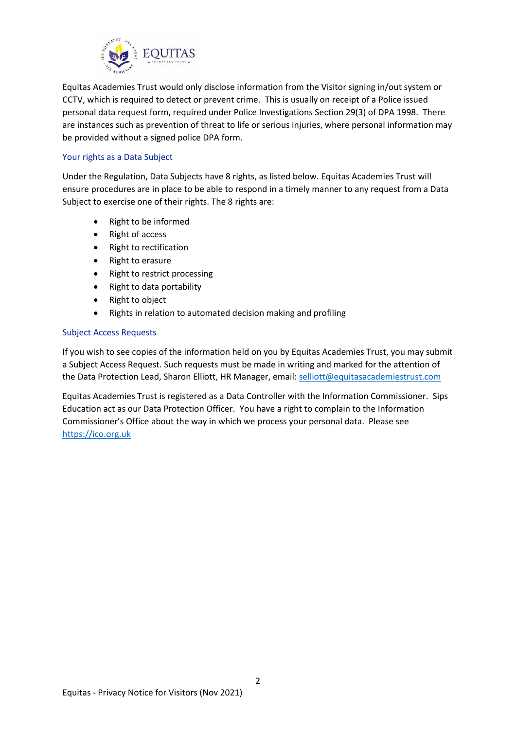Equitas Academies Trust would only disclose information from the Visitor signing in/out system or CCTV, which is required to detect or prevent crime. This is usually on receipt of a Police issued personal data request form, required under Police Investigations Section 29(3) of DPA 1998. There are instances such as prevention of threat to life or serious injuries, where personal information may be provided without a signed police DPA form.

## Your rights as a Data Subject

Under the Regulation, Data Subjects have 8 rights, as listed below. Equitas Academies Trust will ensure procedures are in place to be able to respond in a timely manner to any request from a Data Subject to exercise one of their rights. The 8 rights are:

- Right to be informed
- Right of access
- Right to rectification
- Right to erasure
- Right to restrict processing
- Right to data portability
- Right to object
- Rights in relation to automated decision making and profiling

## Subject Access Requests

If you wish to see copies of the information held on you by Equitas Academies Trust, you may submit a Subject Access Request. Such requests must be made in writing and marked for the attention of the Data Protection Lead, Sharon Elliott, HR Manager, email: selliott@equitasacademiestrust.com

Equitas Academies Trust is registered as a Data Controller with the Information Commissioner. Sips Education act as our Data Protection Officer. You have a right to complain to the Information Commissioner's Office about the way in which we process your personal data. Please see https://ico.org.uk